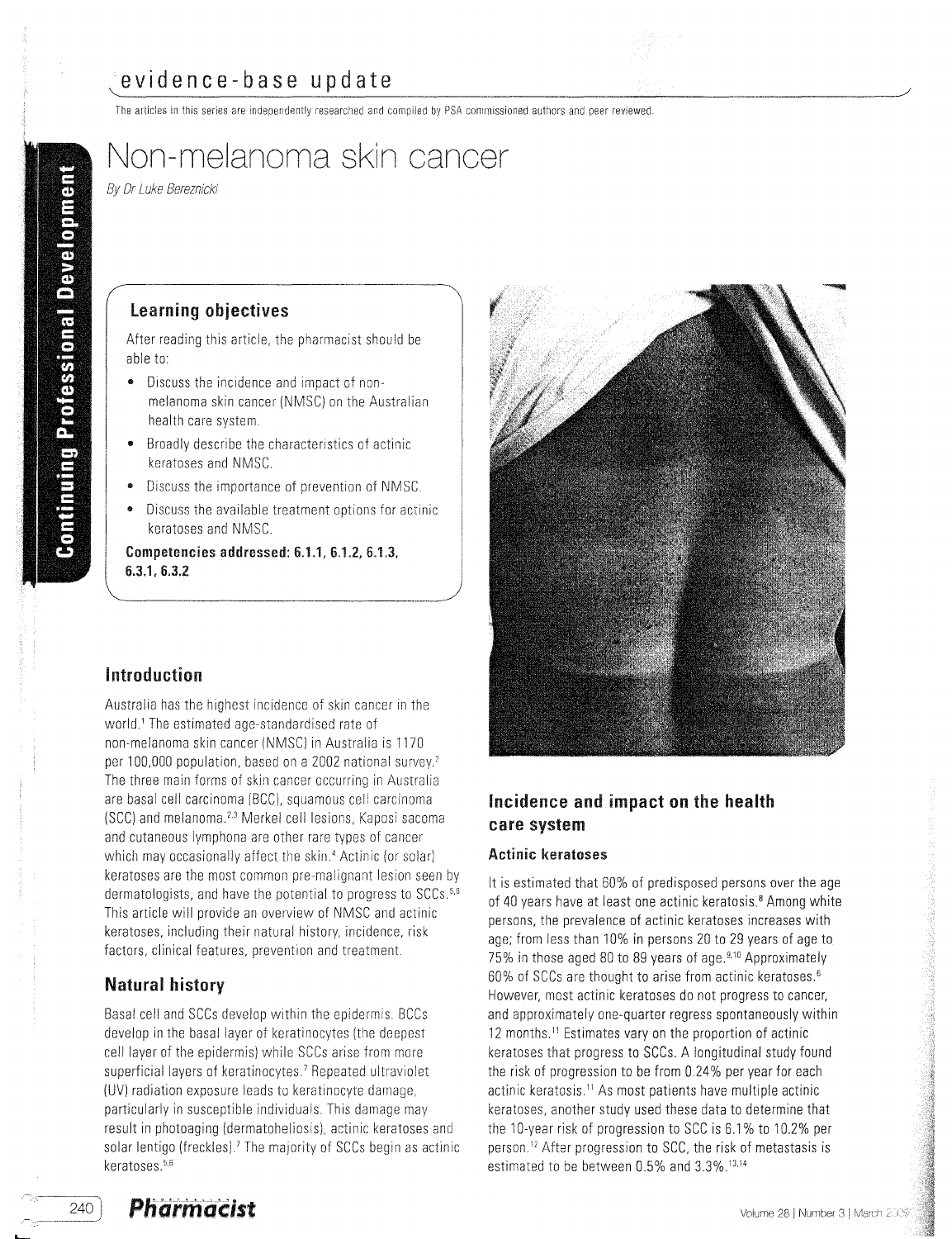evidence-base update

The articles in this series are independently researched and compiled by PSA commissioned authors and peer reviewed.

# Non-melanoma skin cancer

*By Dr Luke Bereznicki*

## Learning objectives

After reading this article, the pharmacist should be able to:

- Discuss the incidence and impact of non-melanoma skin cancer (NMSC) on the Australian health care system.
- Broadly describe the characteristics of actinic keratoses and NMSC.
- Discuss the importance of prevention of NMSC.
- Discuss the available treatment options for actinic keratoses and NMSC.

**Competencies addressed: 6.1.1, 6.1.2, 6.1.3, 6.3.1, 6.3.2**

## Introduction

Australia has the highest incidence of skin cancer in the world.[1] The estimated age-standardised rate of non-melanoma skin cancer (NMSC) in Australia is 1170 per 100,000 population, based on a 2002 national survey.[2] The three main forms of skin cancer occurring in Australia are basal cell carcinoma (BCC), squamous cell carcinoma (SCC) and melanoma.[2,3] Merkel cell lesions, Kaposi sacoma and cutaneous lymphona are other rare types of cancer which may occasionally affect the skin.[4] Actinic (or solar) keratoses are the most common pre-malignant lesion seen by dermatologists, and have the potential to progress to SCCs.[5,6] This article will provide an overview of NMSC and actinic keratoses, including their natural history, incidence, risk factors, clinical features, prevention and treatment.

## Natural history

Basal cell and SCCs develop within the epidermis. BCCs develop in the basal layer of keratinocytes (the deepest cell layer of the epidermis) while SCCs arise from more superficial layers of keratinocytes.[7] Repeated ultraviolet (UV) radiation exposure leads to keratinocyte damage, particularly in susceptible individuals. This damage may result in photoaging (dermatoheliosis), actinic keratoses and solar lentigo (freckles).[7] The majority of SCCs begin as actinic keratoses.[5,6]

## Incidence and impact on the health care system

### Actinic keratoses

It is estimated that 60% of predisposed persons over the age of 40 years have at least one actinic keratosis.[8] Among white persons, the prevalence of actinic keratoses increases with age; from less than 10% in persons 20 to 29 years of age to 75% in those aged 80 to 89 years of age.[9,10] Approximately 60% of SCCs are thought to arise from actinic keratoses.[6] However, most actinic keratoses do not progress to cancer, and approximately one-quarter regress spontaneously within 12 months.[11] Estimates vary on the proportion of actinic keratoses that progress to SCCs. A longitudinal study found the risk of progression to be from 0.24% per year for each actinic keratosis.[11] As most patients have multiple actinic keratoses, another study used these data to determine that the 10-year risk of progression to SCC is 6.1% to 10.2% per person.[12] After progression to SCC, the risk of metastasis is estimated to be between 0.5% and 3.3%.[13,14]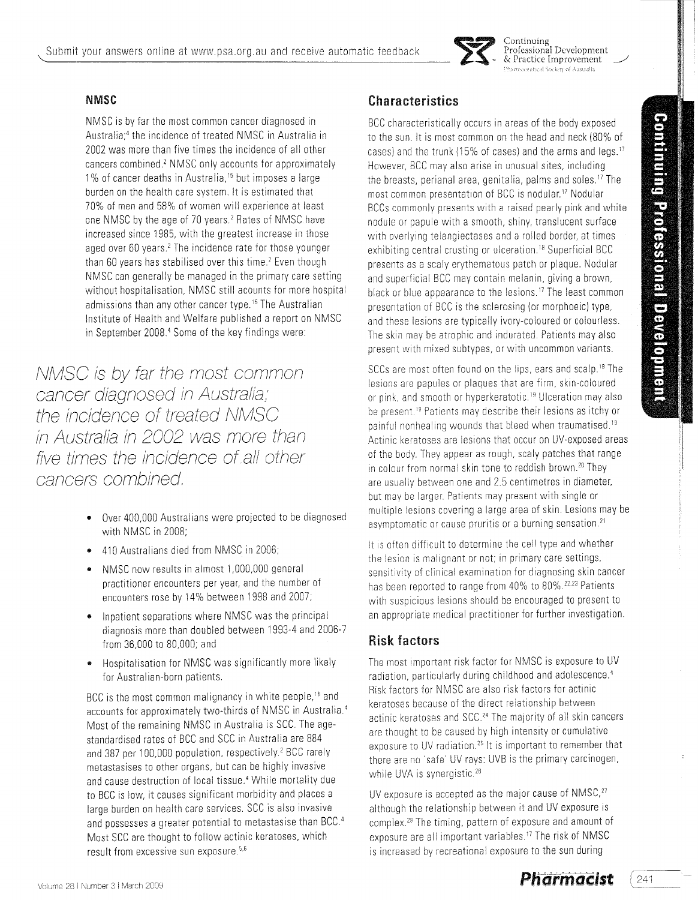## NMSC

NMSC is by far the most common cancer diagnosed in Australia;[4] the incidence of treated NMSC in Australia in 2002 was more than five times the incidence of all other cancers combined.[2] NMSC only accounts for approximately 1% of cancer deaths in Australia,[15] but imposes a large burden on the health care system. It is estimated that 70% of men and 58% of women will experience at least one NMSC by the age of 70 years.[2] Rates of NMSC have increased since 1985, with the greatest increase in those aged over 60 years.[2] The incidence rate for those younger than 60 years has stabilised over this time.[2] Even though NMSC can generally be managed in the primary care setting without hospitalisation, NMSC still acounts for more hospital admissions than any other cancer type.[15] The Australian Institute of Health and Welfare published a report on NMSC in September 2008.[4] Some of the key findings were:

*NMSC is by far the most common cancer diagnosed in Australia; the incidence of treated NMSC in Australia in 2002 was more than five times the incidence of all other cancers combined.*

- Over 400,000 Australians were projected to be diagnosed with NMSC in 2008;
- 410 Australians died from NMSC in 2006;
- NMSC now results in almost 1,000,000 general practitioner encounters per year, and the number of encounters rose by 14% between 1998 and 2007;
- Inpatient separations where NMSC was the principal diagnosis more than doubled between 1993-4 and 2006-7 from 36,000 to 80,000; and
- Hospitalisation for NMSC was significantly more likely for Australian-born patients.

BCC is the most common malignancy in white people,[16] and accounts for approximately two-thirds of NMSC in Australia.[4] Most of the remaining NMSC in Australia is SCC. The age-standardised rates of BCC and SCC in Australia are 884 and 387 per 100,000 population, respectively.[2] BCC rarely metastasises to other organs, but can be highly invasive and cause destruction of local tissue.[4] While mortality due to BCC is low, it causes significant morbidity and places a large burden on health care services. SCC is also invasive and possesses a greater potential to metastasise than BCC.[4] Most SCC are thought to follow actinic keratoses, which result from excessive sun exposure.[5,6]

## Characteristics

BCC characteristically occurs in areas of the body exposed to the sun. It is most common on the head and neck (80% of cases) and the trunk (15% of cases) and the arms and legs.[17] However, BCC may also arise in unusual sites, including the breasts, perianal area, genitalia, palms and soles.[17] The most common presentation of BCC is nodular.[17] Nodular BCCs commonly presents with a raised pearly pink and white nodule or papule with a smooth, shiny, translucent surface with overlying telangiectases and a rolled border, at times exhibiting central crusting or ulceration.[16] Superficial BCC presents as a scaly erythematous patch or plaque. Nodular and superficial BCC may contain melanin, giving a brown, black or blue appearance to the lesions.[17] The least common presentation of BCC is the sclerosing (or morphoeic) type, and these lesions are typically ivory-coloured or colourless. The skin may be atrophic and indurated. Patients may also present with mixed subtypes, or with uncommon variants.

SCCs are most often found on the lips, ears and scalp.[18] The lesions are papules or plaques that are firm, skin-coloured or pink, and smooth or hyperkeratotic.[19] Ulceration may also be present.[19] Patients may describe their lesions as itchy or painful nonhealing wounds that bleed when traumatised.[19] Actinic keratoses are lesions that occur on UV-exposed areas of the body. They appear as rough, scaly patches that range in colour from normal skin tone to reddish brown.[20] They are usually between one and 2.5 centimetres in diameter, but may be larger. Patients may present with single or multiple lesions covering a large area of skin. Lesions may be asymptomatic or cause pruritis or a burning sensation.[21]

It is often difficult to determine the cell type and whether the lesion is malignant or not; in primary care settings, sensitivity of clinical examination for diagnosing skin cancer has been reported to range from 40% to 80%.[22,23] Patients with suspicious lesions should be encouraged to present to an appropriate medical practitioner for further investigation.

## Risk factors

The most important risk factor for NMSC is exposure to UV radiation, particularly during childhood and adolescence.[4] Risk factors for NMSC are also risk factors for actinic keratoses because of the direct relationship between actinic keratoses and SCC.[24] The majority of all skin cancers are thought to be caused by high intensity or cumulative exposure to UV radiation.[25] It is important to remember that there are no 'safe' UV rays: UVB is the primary carcinogen, while UVA is synergistic.[26]

UV exposure is accepted as the major cause of NMSC,[27] although the relationship between it and UV exposure is complex.[28] The timing, pattern of exposure and amount of exposure are all important variables.[17] The risk of NMSC is increased by recreational exposure to the sun during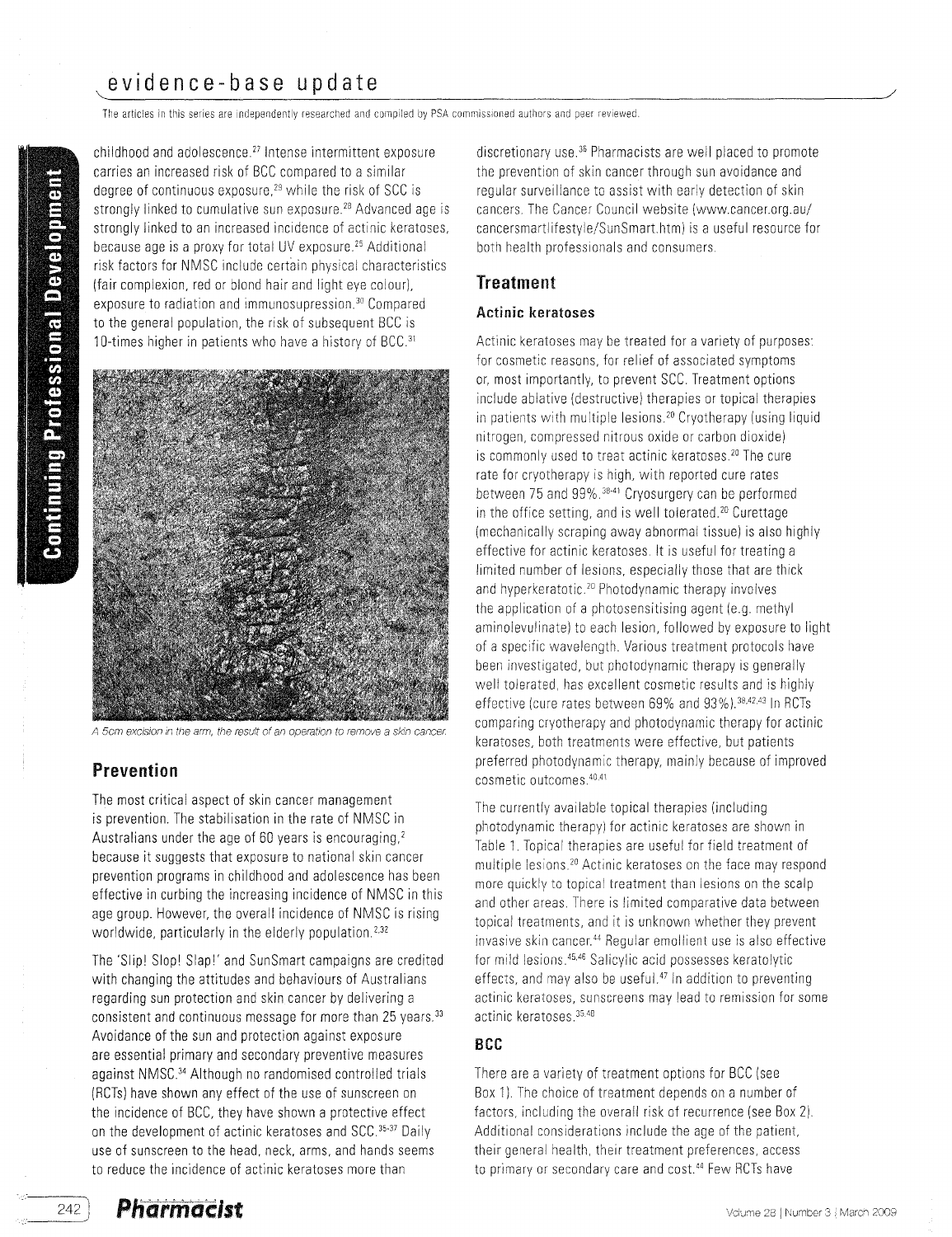childhood and adolescence.[27] Intense intermittent exposure carries an increased risk of BCC compared to a similar degree of continuous exposure,[29] while the risk of SCC is strongly linked to cumulative sun exposure.[28] Advanced age is strongly linked to an increased incidence of actinic keratoses, because age is a proxy for total UV exposure.[25] Additional risk factors for NMSC include certain physical characteristics (fair complexion, red or blond hair and light eye colour), exposure to radiation and immunosupression.[30] Compared to the general population, the risk of subsequent BCC is 10-times higher in patients who have a history of BCC.[31]

*A 5cm excision in the arm, the result of an operation to remove a skin cancer.*

## Prevention

The most critical aspect of skin cancer management is prevention. The stabilisation in the rate of NMSC in Australians under the age of 60 years is encouraging,[2] because it suggests that exposure to national skin cancer prevention programs in childhood and adolescence has been effective in curbing the increasing incidence of NMSC in this age group. However, the overall incidence of NMSC is rising worldwide, particularly in the elderly population.[2,32]

The 'Slip! Slop! Slap!' and SunSmart campaigns are credited with changing the attitudes and behaviours of Australians regarding sun protection and skin cancer by delivering a consistent and continuous message for more than 25 years.[33] Avoidance of the sun and protection against exposure are essential primary and secondary preventive measures against NMSC.[34] Although no randomised controlled trials (RCTs) have shown any effect of the use of sunscreen on the incidence of BCC, they have shown a protective effect on the development of actinic keratoses and SCC.[35-37] Daily use of sunscreen to the head, neck, arms, and hands seems to reduce the incidence of actinic keratoses more than discretionary use.[35] Pharmacists are well placed to promote the prevention of skin cancer through sun avoidance and regular surveillance to assist with early detection of skin cancers. The Cancer Council website (www.cancer.org.au/cancersmartlifestyle/SunSmart.htm) is a useful resource for both health professionals and consumers.

## Treatment

### Actinic keratoses

Actinic keratoses may be treated for a variety of purposes: for cosmetic reasons, for relief of associated symptoms or, most importantly, to prevent SCC. Treatment options include ablative (destructive) therapies or topical therapies in patients with multiple lesions.[20] Cryotherapy (using liquid nitrogen, compressed nitrous oxide or carbon dioxide) is commonly used to treat actinic keratoses.[20] The cure rate for cryotherapy is high, with reported cure rates between 75 and 99%.[38-41] Cryosurgery can be performed in the office setting, and is well tolerated.[20] Curettage (mechanically scraping away abnormal tissue) is also highly effective for actinic keratoses. It is useful for treating a limited number of lesions, especially those that are thick and hyperkeratotic.[20] Photodynamic therapy involves the application of a photosensitising agent (e.g. methyl aminolevulinate) to each lesion, followed by exposure to light of a specific wavelength. Various treatment protocols have been investigated, but photodynamic therapy is generally well tolerated, has excellent cosmetic results and is highly effective (cure rates between 69% and 93%).[38,42,43] In RCTs comparing cryotherapy and photodynamic therapy for actinic keratoses, both treatments were effective, but patients preferred photodynamic therapy, mainly because of improved cosmetic outcomes.[40,41]

The currently available topical therapies (including photodynamic therapy) for actinic keratoses are shown in Table 1. Topical therapies are useful for field treatment of multiple lesions.[20] Actinic keratoses on the face may respond more quickly to topical treatment than lesions on the scalp and other areas. There is limited comparative data between topical treatments, and it is unknown whether they prevent invasive skin cancer.[44] Regular emollient use is also effective for mild lesions.[45,46] Salicylic acid possesses keratolytic effects, and may also be useful.[47] In addition to preventing actinic keratoses, sunscreens may lead to remission for some actinic keratoses.[35,48]

### BCC

There are a variety of treatment options for BCC (see Box 1). The choice of treatment depends on a number of factors, including the overall risk of recurrence (see Box 2). Additional considerations include the age of the patient, their general health, their treatment preferences, access to primary or secondary care and cost.[44] Few RCTs have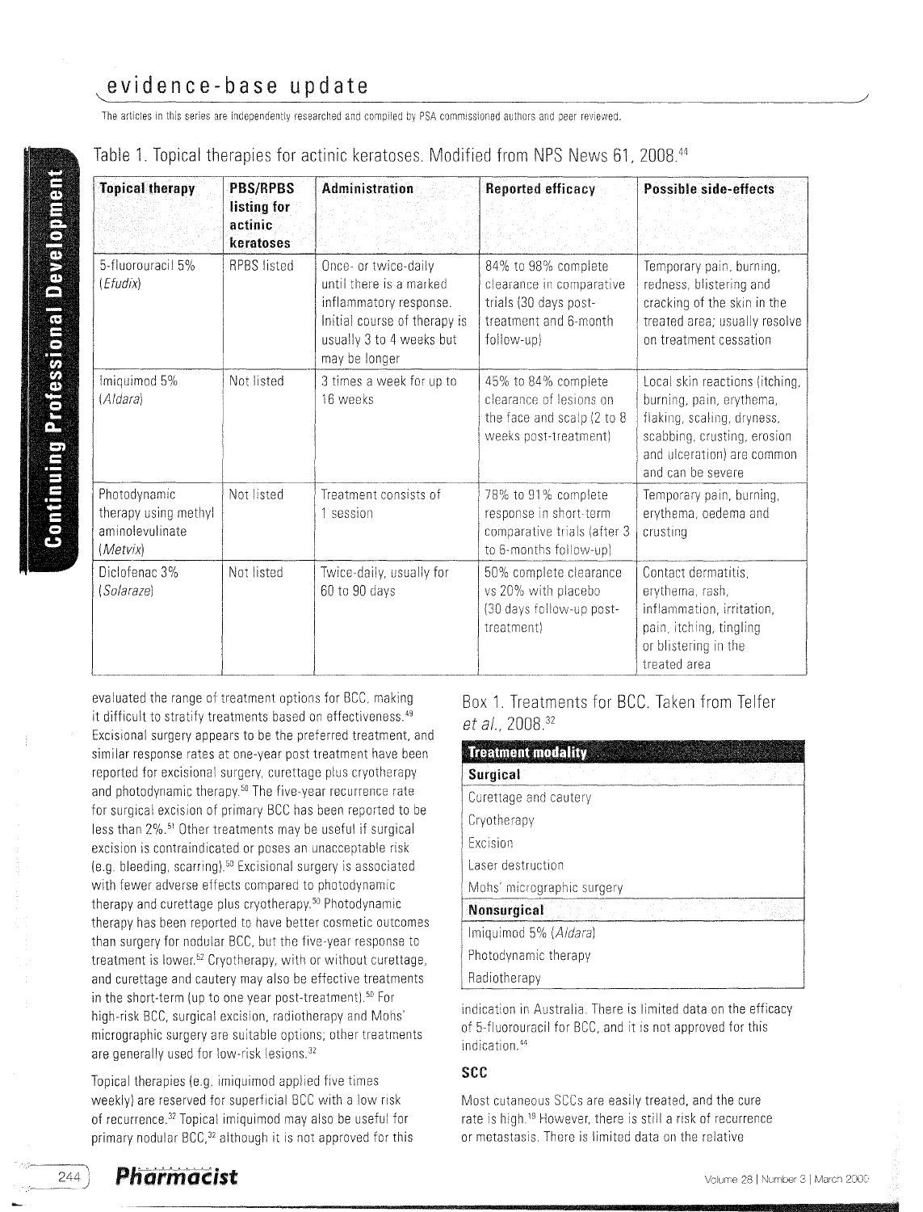Table 1. Topical therapies for actinic keratoses. Modified from NPS News 61, 2008.[44]

| Topical therapy | PBS/RPBS listing for actinic keratoses | Administration | Reported efficacy | Possible side-effects |
|---|---|---|---|---|
| 5-fluorouracil 5% (*Efudix*) | RPBS listed | Once- or twice-daily until there is a marked inflammatory response. Initial course of therapy is usually 3 to 4 weeks but may be longer | 84% to 98% complete clearance in comparative trials (30 days post-treatment and 6-month follow-up) | Temporary pain, burning, redness, blistering and cracking of the skin in the treated area; usually resolve on treatment cessation |
| Imiquimod 5% (*Aldara*) | Not listed | 3 times a week for up to 16 weeks | 45% to 84% complete clearance of lesions on the face and scalp (2 to 8 weeks post-treatment) | Local skin reactions (itching, burning, pain, erythema, flaking, scaling, dryness, scabbing, crusting, erosion and ulceration) are common and can be severe |
| Photodynamic therapy using methyl aminolevulinate (*Metvix*) | Not listed | Treatment consists of 1 session | 78% to 91% complete response in short-term comparative trials (after 3 to 6-months follow-up) | Temporary pain, burning, erythema, oedema and crusting |
| Diclofenac 3% (*Solaraze*) | Not listed | Twice-daily, usually for 60 to 90 days | 50% complete clearance vs 20% with placebo (30 days follow-up post-treatment) | Contact dermatitis, erythema, rash, inflammation, irritation, pain, itching, tingling or blistering in the treated area |

evaluated the range of treatment options for BCC, making it difficult to stratify treatments based on effectiveness.[49] Excisional surgery appears to be the preferred treatment, and similar response rates at one-year post treatment have been reported for excisional surgery, curettage plus cryotherapy and photodynamic therapy.[50] The five-year recurrence rate for surgical excision of primary BCC has been reported to be less than 2%.[51] Other treatments may be useful if surgical excision is contraindicated or poses an unacceptable risk (e.g. bleeding, scarring).[50] Excisional surgery is associated with fewer adverse effects compared to photodynamic therapy and curettage plus cryotherapy.[50] Photodynamic therapy has been reported to have better cosmetic outcomes than surgery for nodular BCC, but the five-year response to treatment is lower.[52] Cryotherapy, with or without curettage, and curettage and cautery may also be effective treatments in the short-term (up to one year post-treatment).[50] For high-risk BCC, surgical excision, radiotherapy and Mohs' micrographic surgery are suitable options; other treatments are generally used for low-risk lesions.[32]

Topical therapies (e.g. imiquimod applied five times weekly) are reserved for superficial BCC with a low risk of recurrence.[32] Topical imiquimod may also be useful for primary nodular BCC,[32] although it is not approved for this indication in Australia. There is limited data on the efficacy of 5-fluorouracil for BCC, and it is not approved for this indication.[44]

Box 1. Treatments for BCC. Taken from Telfer *et al.*, 2008.[32]

| Treatment modality |
|---|
| **Surgical** |
| Curettage and cautery |
| Cryotherapy |
| Excision |
| Laser destruction |
| Mohs' micrographic surgery |
| **Nonsurgical** |
| Imiquimod 5% (*Aldara*) |
| Photodynamic therapy |
| Radiotherapy |

### SCC

Most cutaneous SCCs are easily treated, and the cure rate is high.[19] However, there is still a risk of recurrence or metastasis. There is limited data on the relative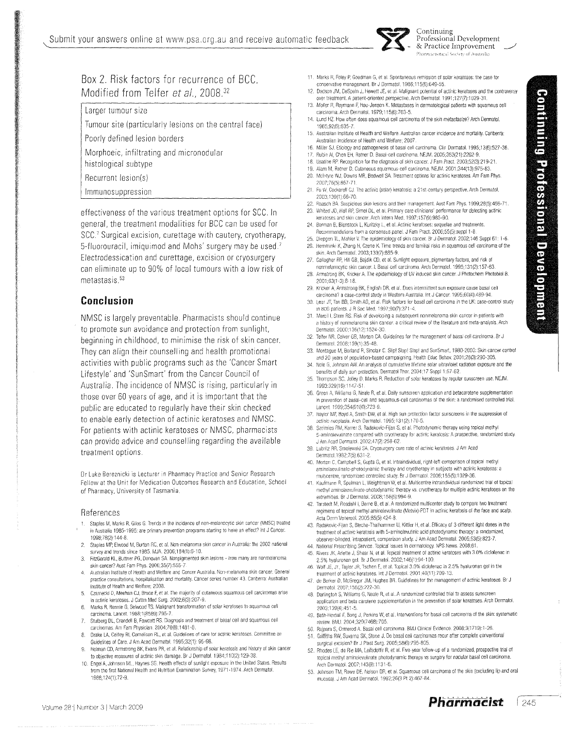## Box 2. Risk factors for recurrence of BCC. Modified from Telfer *et al.*, 2008.[32]

| |
|---|
| Larger tumour size |
| Tumour site (particularly lesions on the central face) |
| Poorly defined lesion borders |
| Morphoeic, infiltrating and micronodular histological subtype |
| Recurrent lesion(s) |
| Immunosuppression |

effectiveness of the various treatment options for SCC. In general, the treatment modalities for BCC can be used for SCC.[7] Surgical excision, curettage with cautery, cryotherapy, 5-fluorouracil, imiquimod and Mohs' surgery may be used.[7] Electrodessication and curettage, excision or cryosurgery can eliminate up to 90% of local tumours with a low risk of metastasis.[53]

## Conclusion

NMSC is largely preventable. Pharmacists should continue to promote sun avoidance and protection from sunlight, beginning in childhood, to minimise the risk of skin cancer. They can align their counselling and health promotional activities with public programs such as the 'Cancer Smart Lifestyle' and 'SunSmart' from the Cancer Council of Australia. The incidence of NMSC is rising, particularly in those over 60 years of age, and it is important that the public are educated to regularly have their skin checked to enable early detection of actinic keratoses and NMSC. For patients with actinic keratoses or NMSC, pharmacists can provide advice and counselling regarding the available treatment options.

Dr Luke Bereznicki is Lecturer in Pharmacy Practice and Senior Research Fellow at the Unit for Medication Outcomes Research and Education, School of Pharmacy, University of Tasmania.

## References

1. Staples M, Marks R, Giles G. Trends in the incidence of non-melanocytic skin cancer (NMSC) treated in Australia 1985-1995: are primary prevention programs starting to have an effect? Int J Cancer. 1998;78(2):144-8.
2. Staples MP, Elwood M, Burton RC, et al. Non-melanoma skin cancer in Australia: the 2002 national survey and trends since 1985. MJA. 2006;184(1):6-10.
3. FitzGerald KL, Buttner PG, Donovan SA. Nonpigmented skin lesions - how many are nonmelanoma skin cancer? Aust Fam Phys. 2006;35(7):555-7.
4. Australian Institute of Health and Welfare and Cancer Australia. Non-melanoma skin cancer: General practice consultations, hospitalisation and mortality. Cancer series number 43. Canberra: Australian Institute of Health and Welfare; 2008.
5. Czarnecki D, Meehan CJ, Bruce F, et al. The majority of cutaneous squamous cell carcinomas arise in actinic keratoses. J Cutan Med Surg. 2002;6(3):207-9.
6. Marks R, Rennie G, Selwood TS. Malignant transformation of solar keratoses to squamous cell carcinoma. Lancet. 1988;1(8589):795-7.
7. Stulberg DL, Crandell B, Fawcett RS. Diagnosis and treatment of basal cell and squamous cell carcinomas. Am Fam Physician. 2004;70(8):1481-8.
8. Drake LA, Ceilley RI, Cornelison RL, et al. Guidelines of care for actinic keratoses. Committee on Guidelines of Care. J Am Acad Dermatol. 1995;32(1): 95-98.
9. Holman CD, Armstrong BK, Evans PR, et al. Relationship of solar keratosis and history of skin cancer to objective measures of actinic skin damage. Br J Dermatol. 1984;110(2):129-38.
10. Engel A, Johnson ML, Haynes SG. Health effects of sunlight exposure in the United States. Results from the first National Health and Nutrition Examination Survey, 1971-1974. Arch Dermatol. 1988;124(1):72-9.
11. Marks R, Foley P, Goodman G, et al. Spontaneous remission of solar keratoses: the case for conservative management. Br J Dermatol. 1986;115(6):649-55.
12. Dodson JM, DeSpain J, Hewett JE, et al. Malignant potential of actinic keratoses and the controversy over treatment. A patient-oriented perspective. Arch Dermatol. 1991;127(7):1029-31.
13. Møller R, Reymann F, Hou-Jensen K. Metastases in dermatological patients with squamous cell carcinoma. Arch Dermatol. 1979;115(6):703-5.
14. Lund HZ. How often does squamous cell carcinoma of the skin metastasize? Arch Dermatol. 1965;92(6):635-7.
15. Australian Institute of Health and Welfare. Australian cancer incidence and mortality. Canberra: Australian Incidence of Health and Welfare; 2007.
16. Miller SJ. Etiology and pathogenesis of basal cell carcinoma. Clin Dermatol. 1995;13(6):527-36.
17. Rubin AI, Chen EH, Ratner D. Basal-cell carcinoma. NEJM. 2005;353(21):2262-9.
18. Usatine RP. Recognition for the diagnosis of skin cancer. J Fam Pract. 2003;52(3):219-21.
19. Alam M, Ratner D. Cutaneous squamous-cell carcinoma. NEJM. 2001;344(13):975-83.
20. McIntyre WJ, Downs MR, Bedwell SA. Treatment options for actinic keratoses. Am Fam Phys. 2007;76(5):667-71.
21. Fu W, Cockerell CJ. The actinic (solar) keratosis: a 21st-century perspective. Arch Dermatol. 2003;139(1):66-70.
22. Roasch BA. Suspicious skin lesions and their management. Aust Fam Phys. 1999;28(5):466-71.
23. Whited JD, Hall RP, Simel DL, et al. Primary care clinicians' performance for detecting actinic keratoses and skin cancer. Arch Intern Med. 1997;157(9):985-90.
24. Berman B, Bienstock L, Kuritzky L, et al. Actinic keratoses: sequelae and treatments. Recommendations from a consensus panel. J Fam Pract. 2006;55(5):suppl 1-8.
25. Diepgen TL, Mahler V. The epidemiology of skin cancer. Br J Dermatol. 2002;146 Suppl 61: 1-6.
26. Hemminki K, Zhang H, Czene K. Time trends and familial risks in squamous cell carcinoma of the skin. Arch Dermatol. 2003;139(7):885-9.
27. Gallagher RP, Hill GB, Bajdik CD, et al. Sunlight exposure, pigmentary factors, and risk of nonmelanocytic skin cancer. I. Basal cell carcinoma. Arch Dermatol. 1995;131(2):157-63.
28. Armstrong BK, Kricker A. The epidemiology of UV induced skin cancer. J Photochem Photobiol B. 2001;63(1-3):8-18.
29. Kricker A, Armstrong BK, English DR, et al. Does intermittent sun exposure cause basal cell carcinoma? a case-control study in Western Australia. Int J Cancer. 1995;60(4):489-94.
30. Lear JT, Tan BB, Smith AG, et al. Risk factors for basal cell carcinoma in the UK: case-control study in 806 patients. J R Soc Med. 1997;90(7):371-4.
31. Marcil I, Stern RS. Risk of developing a subsequent nonmelanoma skin cancer in patients with a history of nonmelanoma skin cancer: a critical review of the literature and meta-analysis. Arch Dermatol. 2000;136(12):1524-30.
32. Telfer NR, Colver GB, Morton CA. Guidelines for the management of basal cell carcinoma. Br J Dermatol. 2008;159(1):35-48.
33. Montague M, Borland R, Sinclair C. Slip! Slop! Slap! and SunSmart, 1980-2000: Skin cancer control and 20 years of population-based campaigning. Health Educ Behav. 2001;28(3):290-305.
34. Nole G, Johnson AW. An analysis of cumulative lifetime solar ultraviolet radiation exposure and the benefits of daily sun protection. Dermatol Ther. 2004;17 Suppl 1:57-62.
35. Thompson SC, Jolley D, Marks R. Reduction of solar keratoses by regular sunscreen use. NEJM. 1993;329(16):1147-51.
36. Green A, Williams G, Neale R, et al. Daily sunscreen application and betacarotene supplementation in prevention of basal-cell and squamous-cell carcinomas of the skin: a randomised controlled trial. Lancet. 1999;354(9180):723-9.
37. Naylor MF, Boyd A, Smith DW, et al. High sun protection factor sunscreens in the suppression of actinic neoplasia. Arch Dermatol. 1995;131(2):170-5.
38. Szeimies RM, Karrer S, Radakovic-Fijan S, et al. Photodynamic therapy using topical methyl 5-aminolevulinate compared with cryotherapy for actinic keratosis: A prospective, randomized study. J Am Acad Dermatol. 2002;47(2):258-62.
39. Lubritz RR, Smolewski SA. Cryosurgery cure rate of actinic keratoses. J Am Acad Dermatol.1982;7(5):631-2.
40. Morton C, Campbell S, Gupta G, et al. Intraindividual, right-left comparison of topical methyl aminolaevulinate-photodynamic therapy and cryotherapy in subjects with actinic keratoses: a multicentre, randomized controlled study. Br J Dermatol. 2006;155(5):1029-36.
41. Kaufmann R, Spelman L, Weightman W, et al. Multicentre intraindividual randomized trial of topical methyl aminolaevulinate-photodynamic therapy vs. cryotherapy for multiple actinic keratoses on the extremities. Br J Dermatol. 2008;158(5):994-9.
42. Tarstedt M, Rosdahl I, Berne B, et al. A randomized multicenter study to compare two treatment regimens of topical methyl aminolevulinate (Metvix)-PDT in actinic keratosis of the face and scalp. Acta Derm Venereol. 2005;85(5):424-8.
43. Radakovic-Fijan S, Blecha-Thalhammer U, Kittler H, et al. Efficacy of 3 different light doses in the treatment of actinic keratosis with 5-aminolevulinic acid photodynamic therapy: a randomized, observer-blinded, intrapatient, comparison study. J Am Acad Dermatol. 2005;53(5):823-7.
44. National Prescribing Service. Topical issues in dermatology. NPS News. 2008;61.
45. Rivers JK, Arlette J, Shear N, et al. Topical treatment of actinic keratoses with 3.0% diclofenac in 2.5% hyaluronan gel. Br J Dermatol. 2002;146(1):94-100.
46. Wolf JE, Jr, Taylor JR, Tschen E, et al. Topical 3.0% diclofenac in 2.5% hyaluronan gel in the treatment of actinic keratoses. Int J Dermatol. 2001;40(11):709-13.
47. de Berker D, McGregor JM, Hughes BR. Guidelines for the management of actinic keratoses. Br J Dermatol. 2007;156(2):222-30.
48. Darlington S, Williams G, Neale R, et al. A randomized controlled trial to assess sunscreen application and beta carotene supplementation in the prevention of solar keratoses. Arch Dermatol. 2003;139(4):451-5.
49. Bath-Hextall F, Bong J, Perkins W, et al. Interventions for basal cell carcinoma of the skin: systematic review. BMJ. 2004;329(7468):705.
50. Rajpara S, Ormerod A. Basal cell carcinoma. BMJ Clinical Evidence. 2008;3(1719):1-26.
51. Griffiths RW, Suvarna SK, Stone J. Do basal cell carcinomas recur after complete conventional surgical excision? Br J Plast Surg. 2005;58(6):795-805.
52. Rhodes LE, de Rie MA, Leifsdottir R, et al. Five-year follow-up of a randomized, prospective trial of topical methyl aminolevulinate photodynamic therapy vs surgery for nodular basal cell carcinoma. Arch Dermatol. 2007;143(9):1131-6.
53. Johnson TM, Rowe DE, Nelson BR, et al. Squamous cell carcinoma of the skin (excluding lip and oral mucosa). J Am Acad Dermatol. 1992;26(3 Pt 2):467-84.